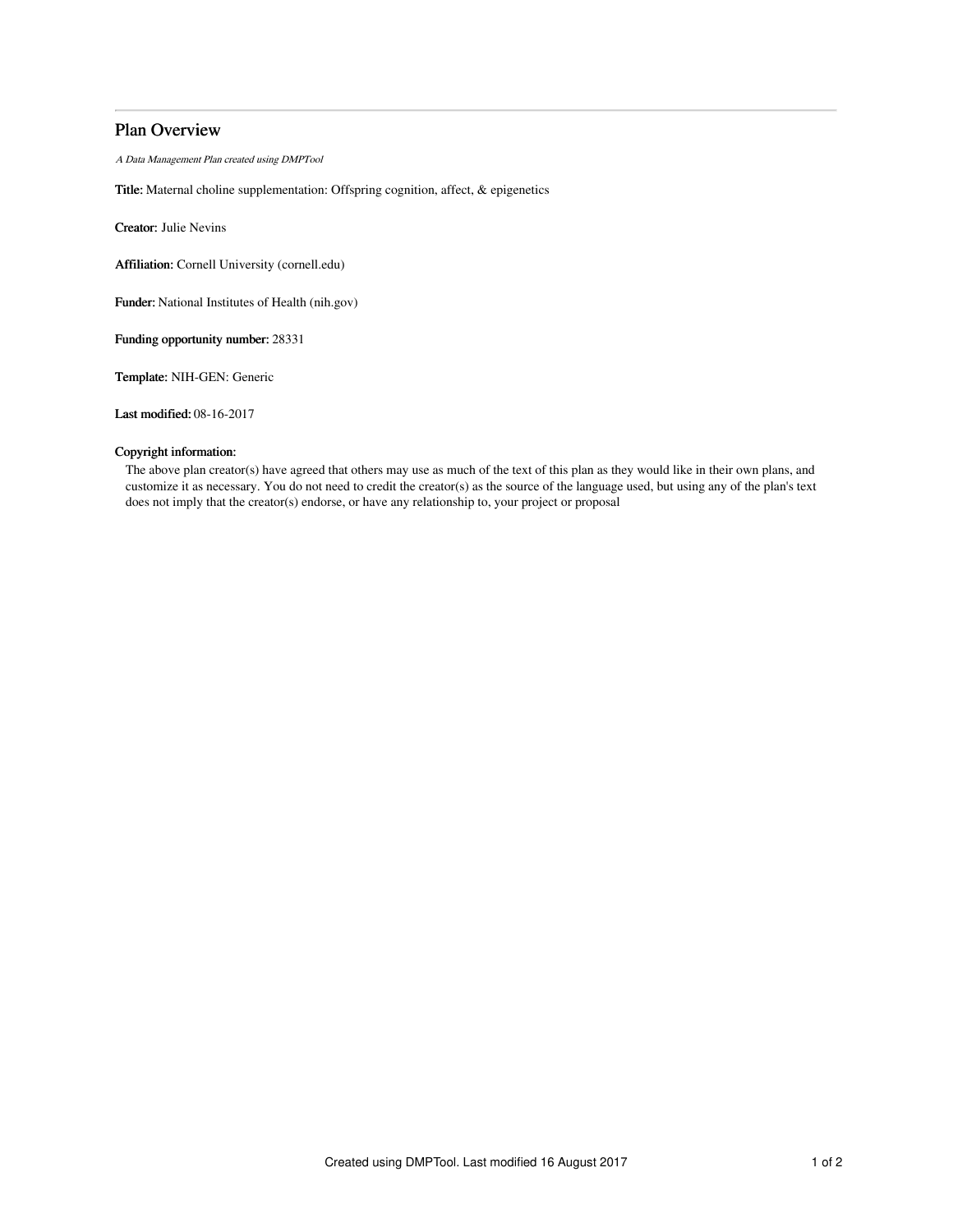# Plan Overview

*A Data Management Plan created using DMPTool*

**Title:** Maternal choline supplementation: Offspring cognition, affect, & epigenetics

**Creator:** Julie Nevins

**Affiliation:** Cornell University (cornell.edu)

**Funder:** National Institutes of Health (nih.gov)

**Funding opportunity number:** 28331

**Template:** NIH-GEN: Generic

**Last modified:** 08-16-2017

**Copyright information:**

The above plan creator(s) have agreed that others may use as much of the text of this plan as they would like in their own plans, and customize it as necessary. You do not need to credit the creator(s) as the source of the language used, but using any of the plan's text does not imply that the creator(s) endorse, or have any relationship to, your project or proposal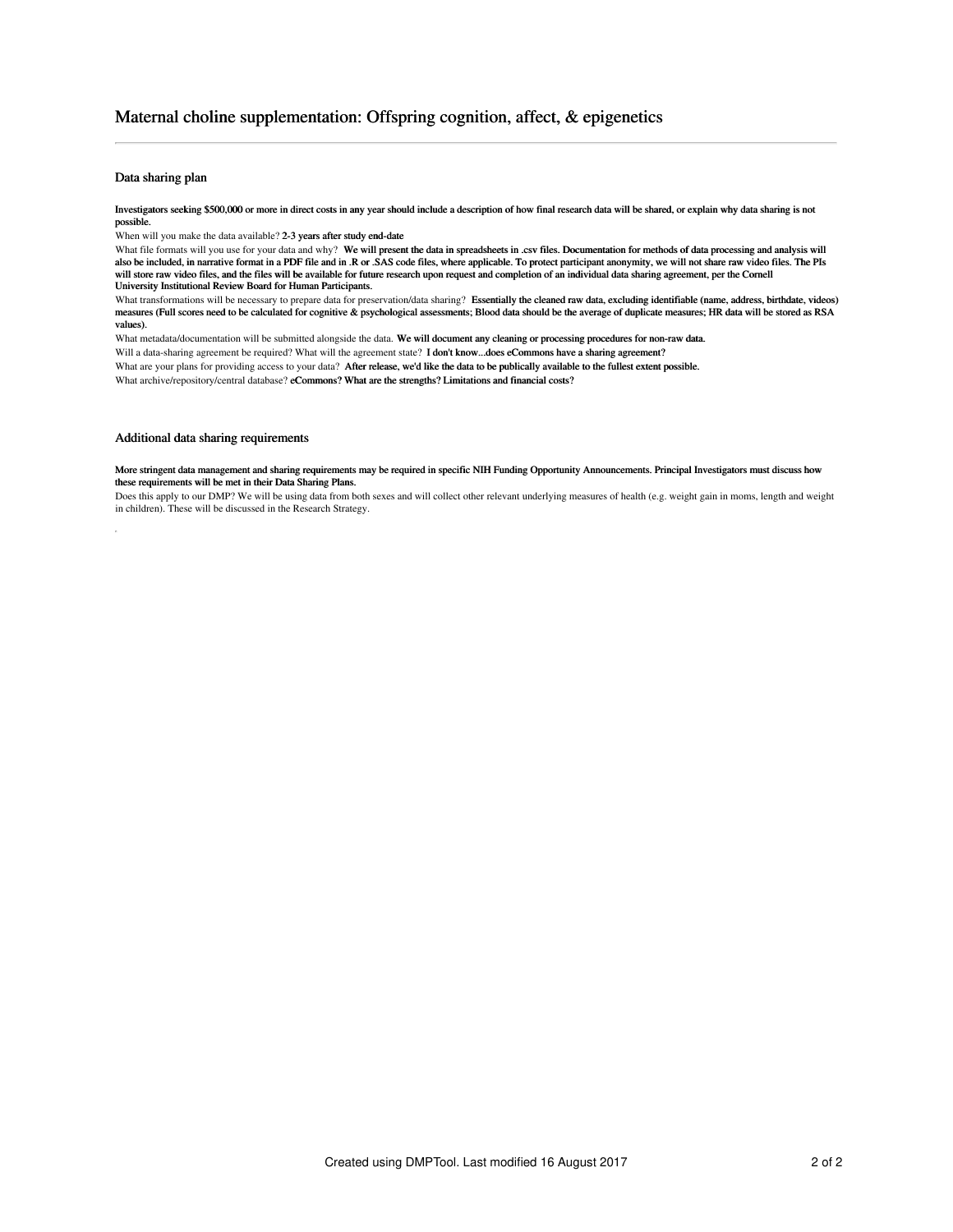# Maternal choline supplementation: Offspring cognition, affect, & epigenetics

## Data sharing plan

**Investigators seeking $500,000 or more in direct costs in any year should include a description of how final research data will be shared, or explain why data sharing is not possible.**

When will you make the data available? **2-3 years after study end-date**

What file formats will you use for your data and why? **We will present the data in spreadsheets in .csv files. Documentation for methods of data processing and analysis will also be included, in narrative format in a PDF file and in .R or .SAS code files, where applicable. To protect participant anonymity, we will not share raw video files. The PIs will store raw video files, and the files will be available for future research upon request and completion of an individual data sharing agreement, per the Cornell University Institutional Review Board for Human Participants.**

What transformations will be necessary to prepare data for preservation/data sharing? **Essentially the cleaned raw data, excluding identifiable (name, address, birthdate, videos) measures (Full scores need to be calculated for cognitive & psychological assessments; Blood data should be the average of duplicate measures; HR data will be stored as RSA values).**

What metadata/documentation will be submitted alongside the data. **We will document any cleaning or processing procedures for non-raw data.**

Will a data-sharing agreement be required? What will the agreement state? **I don't know...does eCommons have a sharing agreement?**

What are your plans for providing access to your data? **After release, we'd like the data to be publically available to the fullest extent possible.**

What archive/repository/central database? **eCommons? What are the strengths? Limitations and financial costs?**

## Additional data sharing requirements

**More stringent data management and sharing requirements may be required in specific NIH Funding Opportunity Announcements. Principal Investigators must discuss how these requirements will be met in their Data Sharing Plans.**

Does this apply to our DMP? We will be using data from both sexes and will collect other relevant underlying measures of health (e.g. weight gain in moms, length and weight in children). These will be discussed in the Research Strategy.